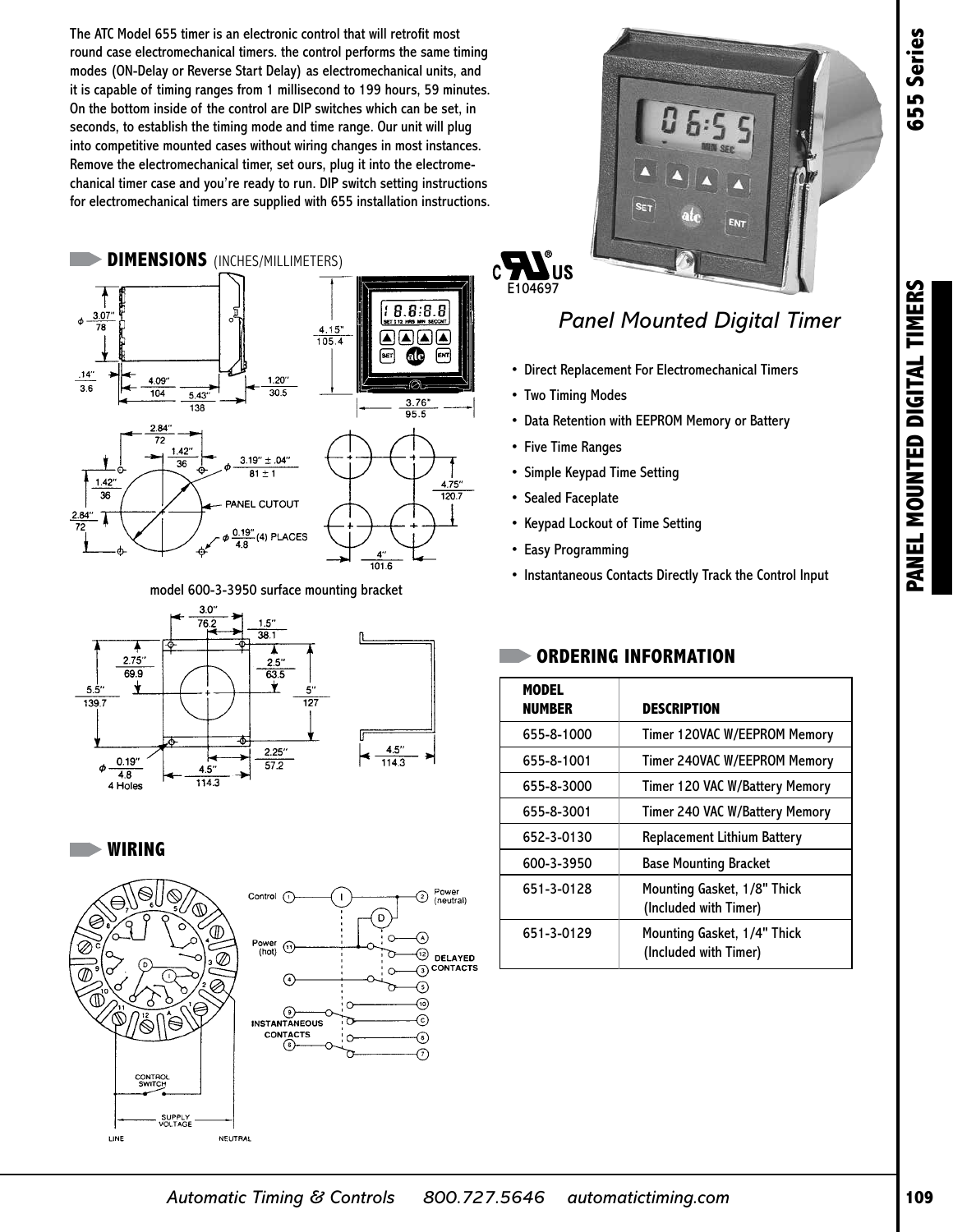The ATC Model 655 timer is an electronic control that will retrofit most round case electromechanical timers. the control performs the same timing modes (ON-Delay or Reverse Start Delay) as electromechanical units, and it is capable of timing ranges from 1 millisecond to 199 hours, 59 minutes. On the bottom inside of the control are DIP switches which can be set, in seconds, to establish the timing mode and time range. Our unit will plug into competitive mounted cases without wiring changes in most instances. Remove the electromechanical timer, set ours, plug it into the electromechanical timer case and you're ready to run. DIP switch setting instructions for electromechanical timers are supplied with 655 installation instructions.

E104697

## Panel Mounted Digital Timer

- Direct Replacement For Electromechanical Timers
- Two Timing Modes
- Data Retention with EEPROM Memory or Battery
- Five Time Ranges
- Simple Keypad Time Setting
- Sealed Faceplate
- Keypad Lockout of Time Setting
- Easy Programming
- Instantaneous Contacts Directly Track the Control Input

## DIMENSIONS (INCHES/MILLIMETERS)

model 600-3-3950 surface mounting bracket

## ORDERING INFORMATION

| MODEL NUMBER | DESCRIPTION |
|---|---|
| 655-8-1000 | Timer 120VAC W/EEPROM Memory |
| 655-8-1001 | Timer 240VAC W/EEPROM Memory |
| 655-8-3000 | Timer 120 VAC W/Battery Memory |
| 655-8-3001 | Timer 240 VAC W/Battery Memory |
| 652-3-0130 | Replacement Lithium Battery |
| 600-3-3950 | Base Mounting Bracket |
| 651-3-0128 | Mounting Gasket, 1/8" Thick (Included with Timer) |
| 651-3-0129 | Mounting Gasket, 1/4" Thick (Included with Timer) |

## WIRING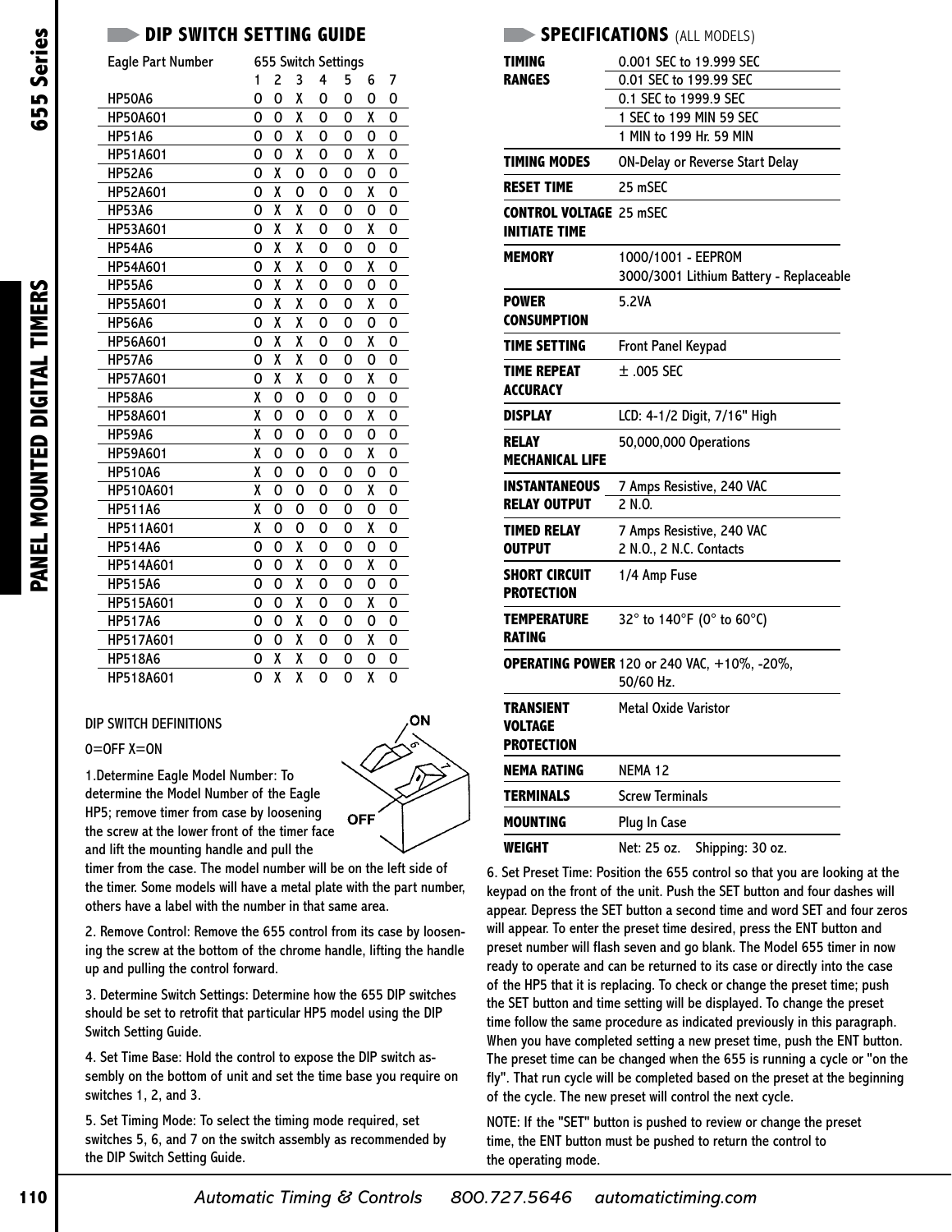## DIP SWITCH SETTING GUIDE

| Eagle Part Number | 655 Switch Settings 1 | 2 | 3 | 4 | 5 | 6 | 7 |
|---|---|---|---|---|---|---|---|
| HP50A6 | O | O | X | O | O | O | O |
| HP50A601 | O | O | X | O | O | X | O |
| HP51A6 | O | O | X | O | O | O | O |
| HP51A601 | O | O | X | O | O | X | O |
| HP52A6 | O | X | O | O | O | O | O |
| HP52A601 | O | X | O | O | O | X | O |
| HP53A6 | O | X | X | O | O | O | O |
| HP53A601 | O | X | X | O | O | X | O |
| HP54A6 | O | X | X | O | O | O | O |
| HP54A601 | O | X | X | O | O | X | O |
| HP55A6 | O | X | X | O | O | O | O |
| HP55A601 | O | X | X | O | O | X | O |
| HP56A6 | O | X | X | O | O | O | O |
| HP56A601 | O | X | X | O | O | X | O |
| HP57A6 | O | X | X | O | O | O | O |
| HP57A601 | O | X | X | O | O | X | O |
| HP58A6 | X | O | O | O | O | O | O |
| HP58A601 | X | O | O | O | O | X | O |
| HP59A6 | X | O | O | O | O | O | O |
| HP59A601 | X | O | O | O | O | X | O |
| HP510A6 | X | O | O | O | O | O | O |
| HP510A601 | X | O | O | O | O | X | O |
| HP511A6 | X | O | O | O | O | O | O |
| HP511A601 | X | O | O | O | O | X | O |
| HP514A6 | O | O | X | O | O | O | O |
| HP514A601 | O | O | X | O | O | X | O |
| HP515A6 | O | O | X | O | O | O | O |
| HP515A601 | O | O | X | O | O | X | O |
| HP517A6 | O | O | X | O | O | O | O |
| HP517A601 | O | O | X | O | O | X | O |
| HP518A6 | O | X | X | O | O | O | O |
| HP518A601 | O | X | X | O | O | X | O |

DIP SWITCH DEFINITIONS

O=OFF X=ON

ON

OFF

1.Determine Eagle Model Number: To determine the Model Number of the Eagle HP5; remove timer from case by loosening the screw at the lower front of the timer face and lift the mounting handle and pull the timer from the case. The model number will be on the left side of the timer. Some models will have a metal plate with the part number, others have a label with the number in that same area.

2. Remove Control: Remove the 655 control from its case by loosening the screw at the bottom of the chrome handle, lifting the handle up and pulling the control forward.

3. Determine Switch Settings: Determine how the 655 DIP switches should be set to retrofit that particular HP5 model using the DIP Switch Setting Guide.

4. Set Time Base: Hold the control to expose the DIP switch assembly on the bottom of unit and set the time base you require on switches 1, 2, and 3.

5. Set Timing Mode: To select the timing mode required, set switches 5, 6, and 7 on the switch assembly as recommended by the DIP Switch Setting Guide.

## SPECIFICATIONS (ALL MODELS)

| | |
|---|---|
| **TIMING RANGES** | 0.001 SEC to 19.999 SEC<br>0.01 SEC to 199.99 SEC<br>0.1 SEC to 1999.9 SEC<br>1 SEC to 199 MIN 59 SEC<br>1 MIN to 199 Hr. 59 MIN |
| **TIMING MODES** | ON-Delay or Reverse Start Delay |
| **RESET TIME** | 25 mSEC |
| **CONTROL VOLTAGE INITIATE TIME** | 25 mSEC |
| **MEMORY** | 1000/1001 - EEPROM<br>3000/3001 Lithium Battery - Replaceable |
| **POWER CONSUMPTION** | 5.2VA |
| **TIME SETTING** | Front Panel Keypad |
| **TIME REPEAT ACCURACY** | ± .005 SEC |
| **DISPLAY** | LCD: 4-1/2 Digit, 7/16" High |
| **RELAY MECHANICAL LIFE** | 50,000,000 Operations |
| **INSTANTANEOUS RELAY OUTPUT** | 7 Amps Resistive, 240 VAC<br>2 N.O. |
| **TIMED RELAY OUTPUT** | 7 Amps Resistive, 240 VAC<br>2 N.O., 2 N.C. Contacts |
| **SHORT CIRCUIT PROTECTION** | 1/4 Amp Fuse |
| **TEMPERATURE RATING** | 32° to 140°F (0° to 60°C) |
| **OPERATING POWER** | 120 or 240 VAC, +10%, -20%, 50/60 Hz. |
| **TRANSIENT VOLTAGE PROTECTION** | Metal Oxide Varistor |
| **NEMA RATING** | NEMA 12 |
| **TERMINALS** | Screw Terminals |
| **MOUNTING** | Plug In Case |
| **WEIGHT** | Net: 25 oz. Shipping: 30 oz. |

6. Set Preset Time: Position the 655 control so that you are looking at the keypad on the front of the unit. Push the SET button and four dashes will appear. Depress the SET button a second time and word SET and four zeros will appear. To enter the preset time desired, press the ENT button and preset number will flash seven and go blank. The Model 655 timer in now ready to operate and can be returned to its case or directly into the case of the HP5 that it is replacing. To check or change the preset time; push the SET button and time setting will be displayed. To change the preset time follow the same procedure as indicated previously in this paragraph. When you have completed setting a new preset time, push the ENT button. The preset time can be changed when the 655 is running a cycle or "on the fly". That run cycle will be completed based on the preset at the beginning of the cycle. The new preset will control the next cycle.

NOTE: If the "SET" button is pushed to review or change the preset time, the ENT button must be pushed to return the control to the operating mode.